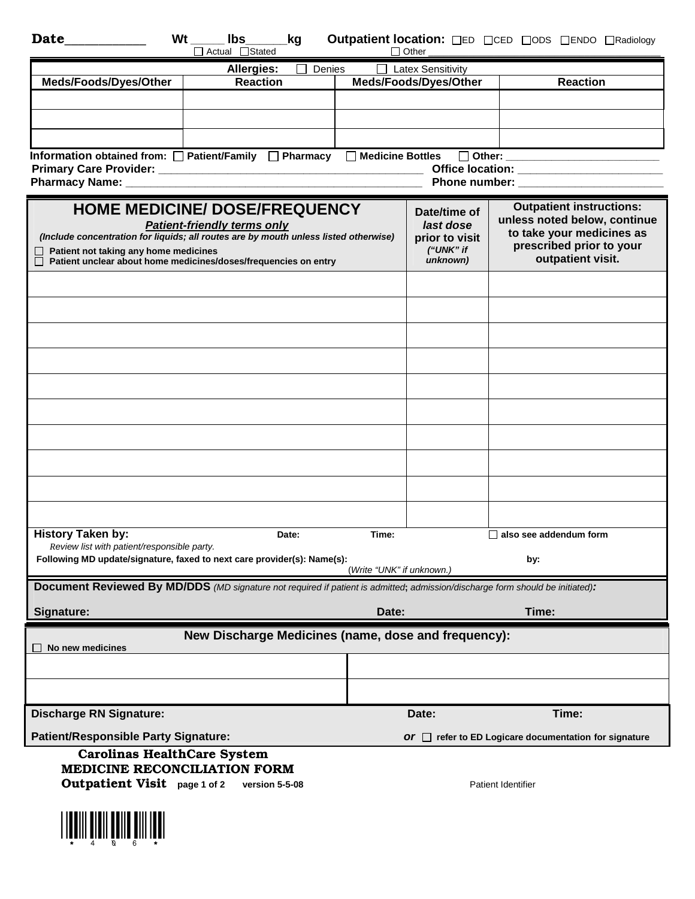**Date**___________ **Wt** _____ **lbs**______**kg** ☐ Actual ☐ Stated **Outpatient location:** ☐ED ☐CED ☐ODS ☐ENDO ☐Radiology ☐ Other ___________________________________________

| **Allergies:** ☐ Denies ☐ Latex Sensitivity | | | |
|---|---|---|---|
| **Meds/Foods/Dyes/Other** | **Reaction** | **Meds/Foods/Dyes/Other** | **Reaction** |
| | | | |
| | | | |
| | | | |

**Information obtained from:** ☐ **Patient/Family** ☐ **Pharmacy** ☐ **Medicine Bottles** ☐ **Other:** _________________________

**Primary Care Provider:** ___________________________________________ **Office location:** ______________________

**Pharmacy Name:** ______________________________________________ **Phone number:** ______________________

| **HOME MEDICINE/ DOSE/FREQUENCY** <br> ***Patient-friendly terms only*** <br> ***(Include concentration for liquids; all routes are by mouth unless listed otherwise)*** <br> ☐ **Patient not taking any home medicines** <br> ☐ **Patient unclear about home medicines/doses/frequencies on entry** | **Date/time of** ***last dose*** **prior to visit** ***("UNK" if unknown)*** | **Outpatient instructions: unless noted below, continue to take your medicines as prescribed prior to your outpatient visit.** |
|---|---|---|
| | | |
| | | |
| | | |
| | | |
| | | |
| | | |
| | | |
| | | |
| | | |
| | | |

**History Taken by:** **Date:** **Time:** ☐ **also see addendum form**

*Review list with patient/responsible party.*

**Following MD update/signature, faxed to next care provider(s): Name(s):** **by:**
(*Write "UNK" if unknown.)*

**Document Reviewed By MD/DDS** *(MD signature not required if patient is admitted; admission/discharge form should be initiated)*:

**Signature:** **Date:** **Time:**

| **New Discharge Medicines (name, dose and frequency):** <br> ☐ **No new medicines** | |
|---|---|
| | |
| | |

**Discharge RN Signature:** **Date:** **Time:**

**Patient/Responsible Party Signature:** ***or*** ☐ **refer to ED Logicare documentation for signature**

**Carolinas HealthCare System**
**MEDICINE RECONCILIATION FORM**
**Outpatient Visit** **page 1 of 2** **version 5-5-08**

Patient Identifier

*406*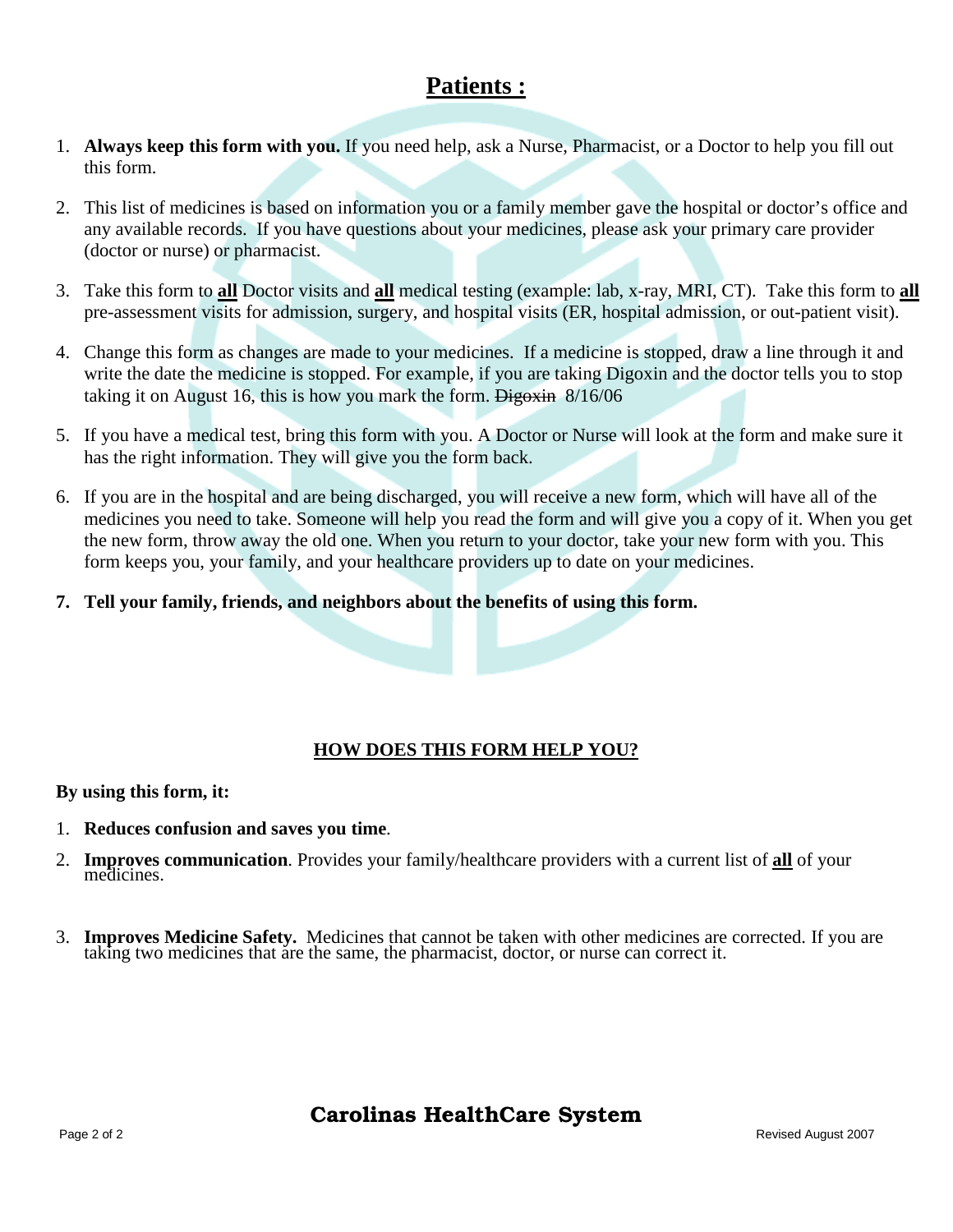# Patients :

1. **Always keep this form with you.** If you need help, ask a Nurse, Pharmacist, or a Doctor to help you fill out this form.

2. This list of medicines is based on information you or a family member gave the hospital or doctor's office and any available records. If you have questions about your medicines, please ask your primary care provider (doctor or nurse) or pharmacist.

3. Take this form to **all** Doctor visits and **all** medical testing (example: lab, x-ray, MRI, CT). Take this form to **all** pre-assessment visits for admission, surgery, and hospital visits (ER, hospital admission, or out-patient visit).

4. Change this form as changes are made to your medicines. If a medicine is stopped, draw a line through it and write the date the medicine is stopped. For example, if you are taking Digoxin and the doctor tells you to stop taking it on August 16, this is how you mark the form. ~~Digoxin~~ 8/16/06

5. If you have a medical test, bring this form with you. A Doctor or Nurse will look at the form and make sure it has the right information. They will give you the form back.

6. If you are in the hospital and are being discharged, you will receive a new form, which will have all of the medicines you need to take. Someone will help you read the form and will give you a copy of it. When you get the new form, throw away the old one. When you return to your doctor, take your new form with you. This form keeps you, your family, and your healthcare providers up to date on your medicines.

7. **Tell your family, friends, and neighbors about the benefits of using this form.**

## HOW DOES THIS FORM HELP YOU?

**By using this form, it:**

1. **Reduces confusion and saves you time**.

2. **Improves communication**. Provides your family/healthcare providers with a current list of **all** of your medicines.

3. **Improves Medicine Safety.** Medicines that cannot be taken with other medicines are corrected. If you are taking two medicines that are the same, the pharmacist, doctor, or nurse can correct it.

**Carolinas HealthCare System**

Revised August 2007